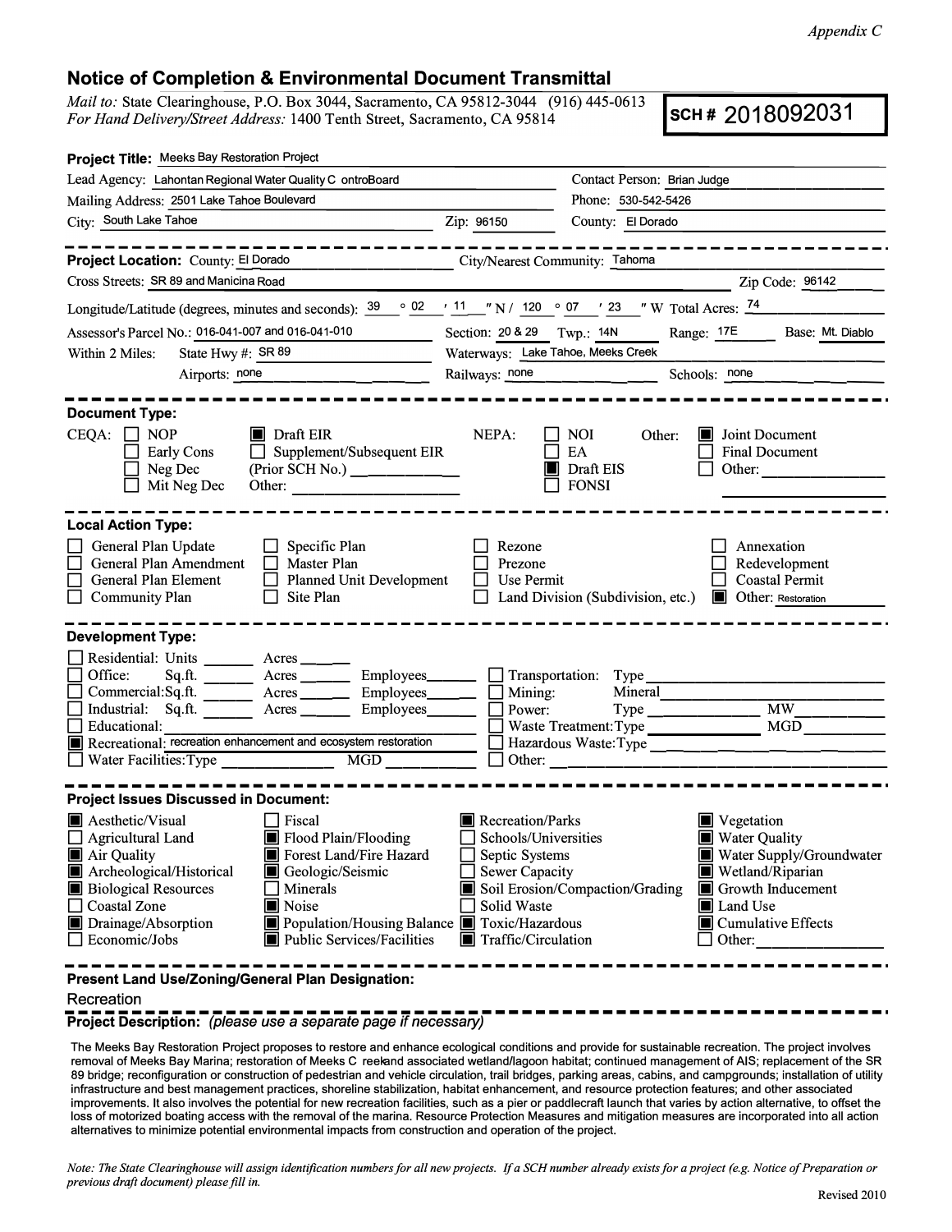*Appendix C*

# Notice of Completion & Environmental Document Transmittal

*Mail to:* State Clearinghouse, P.O. Box 3044, Sacramento, CA 95812-3044 (916) 445-0613
*For Hand Delivery/Street Address:* 1400 Tenth Street, Sacramento, CA 95814

**SCH # 2018092031**

**Project Title:** Meeks Bay Restoration Project

Lead Agency: Lahontan Regional Water Quality C ontroBoard — Contact Person: Brian Judge
Mailing Address: 2501 Lake Tahoe Boulevard — Phone: 530-542-5426
City: South Lake Tahoe — Zip: 96150 — County: El Dorado

---

**Project Location:** County: El Dorado — City/Nearest Community: Tahoma
Cross Streets: SR 89 and Manicina Road — Zip Code: 96142
Longitude/Latitude (degrees, minutes and seconds): 39 ° 02 ′ 11 ″ N / 120 ° 07 ′ 23 ″ W Total Acres: 74
Assessor's Parcel No.: 016-041-007 and 016-041-010 — Section: 20 & 29 Twp.: 14N Range: 17E Base: Mt. Diablo
Within 2 Miles: State Hwy #: SR 89 — Waterways: Lake Tahoe, Meeks Creek
Airports: none — Railways: none — Schools: none

---

**Document Type:**

CEQA: ☐ NOP ☐ Early Cons ☐ Neg Dec ☐ Mit Neg Dec ■ Draft EIR ☐ Supplement/Subsequent EIR (Prior SCH No.) ______ Other: ______

NEPA: ☐ NOI ☐ EA ■ Draft EIS ☐ FONSI

Other: ■ Joint Document ☐ Final Document ☐ Other: ______

---

**Local Action Type:**

☐ General Plan Update ☐ General Plan Amendment ☐ General Plan Element ☐ Community Plan ☐ Specific Plan ☐ Master Plan ☐ Planned Unit Development ☐ Site Plan ☐ Rezone ☐ Prezone ☐ Use Permit ☐ Land Division (Subdivision, etc.) ☐ Annexation ☐ Redevelopment ☐ Coastal Permit ■ Other: Restoration

---

**Development Type:**

☐ Residential: Units ______ Acres ______
☐ Office: Sq.ft. ______ Acres ______ Employees ______
☐ Commercial: Sq.ft. ______ Acres ______ Employees ______
☐ Industrial: Sq.ft. ______ Acres ______ Employees ______
☐ Educational: ______
■ Recreational: recreation enhancement and ecosystem restoration
☐ Water Facilities: Type ______ MGD ______
☐ Transportation: Type ______
☐ Mining: Mineral ______
☐ Power: Type ______ MW ______
☐ Waste Treatment: Type ______ MGD ______
☐ Hazardous Waste: Type ______
☐ Other: ______

---

**Project Issues Discussed in Document:**

■ Aesthetic/Visual ☐ Agricultural Land ■ Air Quality ■ Archeological/Historical ■ Biological Resources ☐ Coastal Zone ■ Drainage/Absorption ☐ Economic/Jobs ☐ Fiscal ■ Flood Plain/Flooding ■ Forest Land/Fire Hazard ■ Geologic/Seismic ☐ Minerals ■ Noise ■ Population/Housing Balance ■ Public Services/Facilities ■ Recreation/Parks ☐ Schools/Universities ☐ Septic Systems ☐ Sewer Capacity ■ Soil Erosion/Compaction/Grading ☐ Solid Waste ■ Toxic/Hazardous ■ Traffic/Circulation ■ Vegetation ■ Water Quality ■ Water Supply/Groundwater ■ Wetland/Riparian ■ Growth Inducement ■ Land Use ■ Cumulative Effects ☐ Other: ______

---

**Present Land Use/Zoning/General Plan Designation:**

Recreation

---

**Project Description:** *(please use a separate page if necessary)*

The Meeks Bay Restoration Project proposes to restore and enhance ecological conditions and provide for sustainable recreation. The project involves removal of Meeks Bay Marina; restoration of Meeks C reekand associated wetland/lagoon habitat; continued management of AIS; replacement of the SR 89 bridge; reconfiguration or construction of pedestrian and vehicle circulation, trail bridges, parking areas, cabins, and campgrounds; installation of utility infrastructure and best management practices, shoreline stabilization, habitat enhancement, and resource protection features; and other associated improvements. It also involves the potential for new recreation facilities, such as a pier or paddlecraft launch that varies by action alternative, to offset the loss of motorized boating access with the removal of the marina. Resource Protection Measures and mitigation measures are incorporated into all action alternatives to minimize potential environmental impacts from construction and operation of the project.

*Note: The State Clearinghouse will assign identification numbers for all new projects. If a SCH number already exists for a project (e.g. Notice of Preparation or previous draft document) please fill in.*

Revised 2010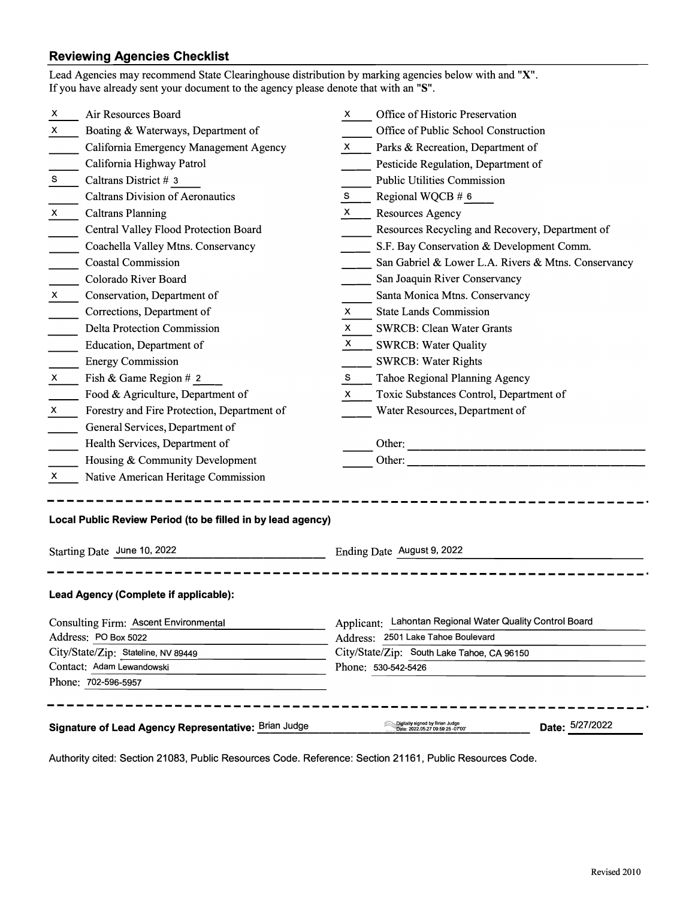## Reviewing Agencies Checklist

Lead Agencies may recommend State Clearinghouse distribution by marking agencies below with and "**X**".
If you have already sent your document to the agency please denote that with an "**S**".

| | | | |
|---|---|---|---|
| X | Air Resources Board | X | Office of Historic Preservation |
| X | Boating & Waterways, Department of | | Office of Public School Construction |
| | California Emergency Management Agency | X | Parks & Recreation, Department of |
| | California Highway Patrol | | Pesticide Regulation, Department of |
| S | Caltrans District # 3 | | Public Utilities Commission |
| | Caltrans Division of Aeronautics | S | Regional WQCB # 6 |
| X | Caltrans Planning | X | Resources Agency |
| | Central Valley Flood Protection Board | | Resources Recycling and Recovery, Department of |
| | Coachella Valley Mtns. Conservancy | | S.F. Bay Conservation & Development Comm. |
| | Coastal Commission | | San Gabriel & Lower L.A. Rivers & Mtns. Conservancy |
| | Colorado River Board | | San Joaquin River Conservancy |
| X | Conservation, Department of | | Santa Monica Mtns. Conservancy |
| | Corrections, Department of | X | State Lands Commission |
| | Delta Protection Commission | X | SWRCB: Clean Water Grants |
| | Education, Department of | X | SWRCB: Water Quality |
| | Energy Commission | | SWRCB: Water Rights |
| X | Fish & Game Region # 2 | S | Tahoe Regional Planning Agency |
| | Food & Agriculture, Department of | X | Toxic Substances Control, Department of |
| X | Forestry and Fire Protection, Department of | | Water Resources, Department of |
| | General Services, Department of | | |
| | Health Services, Department of | | Other: |
| | Housing & Community Development | | Other: |
| X | Native American Heritage Commission | | |

**Local Public Review Period (to be filled in by lead agency)**

Starting Date June 10, 2022 Ending Date August 9, 2022

**Lead Agency (Complete if applicable):**

Consulting Firm: Ascent Environmental
Address: PO Box 5022
City/State/Zip: Stateline, NV 89449
Contact: Adam Lewandowski
Phone: 702-596-5957

Applicant: Lahontan Regional Water Quality Control Board
Address: 2501 Lake Tahoe Boulevard
City/State/Zip: South Lake Tahoe, CA 96150
Phone: 530-542-5426

**Signature of Lead Agency Representative:** Brian Judge Digitally signed by Brian Judge Date: 2022.05.27 09:59:25 -07'00' **Date:** 5/27/2022

Authority cited: Section 21083, Public Resources Code. Reference: Section 21161, Public Resources Code.

Revised 2010